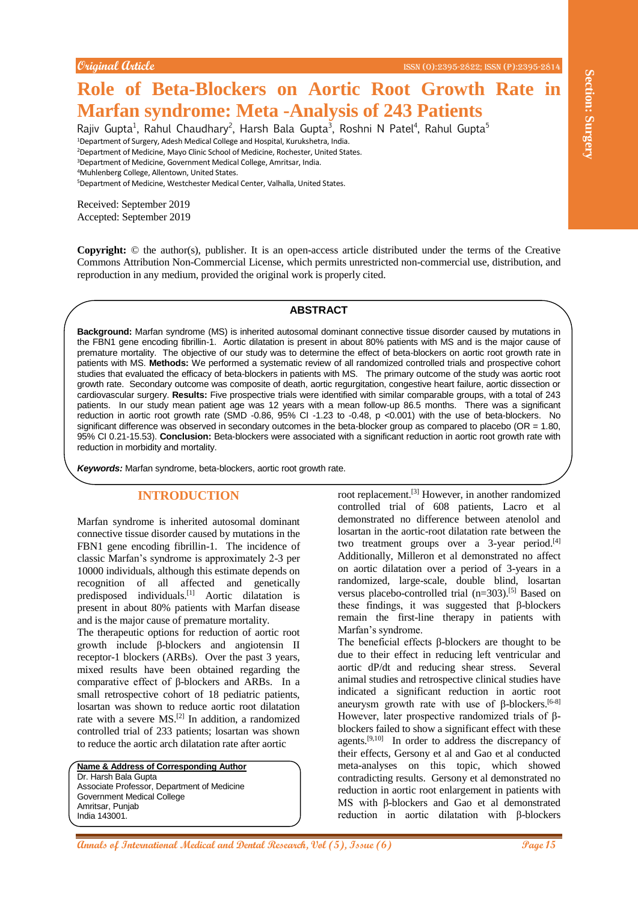Original Article

# Role of Beta-Blockers on Aortic Root Growth Rate in Marfan syndrome: Meta -Analysis of 243 Patients

Rajiv Gupta[1], Rahul Chaudhary[2], Harsh Bala Gupta[3], Roshni N Patel[4], Rahul Gupta[5]

[1]Department of Surgery, Adesh Medical College and Hospital, Kurukshetra, India.
[2]Department of Medicine, Mayo Clinic School of Medicine, Rochester, United States.
[3]Department of Medicine, Government Medical College, Amritsar, India.
[4]Muhlenberg College, Allentown, United States.
[5]Department of Medicine, Westchester Medical Center, Valhalla, United States.

Received: September 2019
Accepted: September 2019

**Copyright:** © the author(s), publisher. It is an open-access article distributed under the terms of the Creative Commons Attribution Non-Commercial License, which permits unrestricted non-commercial use, distribution, and reproduction in any medium, provided the original work is properly cited.

## ABSTRACT

**Background:** Marfan syndrome (MS) is inherited autosomal dominant connective tissue disorder caused by mutations in the FBN1 gene encoding fibrillin-1. Aortic dilatation is present in about 80% patients with MS and is the major cause of premature mortality. The objective of our study was to determine the effect of beta-blockers on aortic root growth rate in patients with MS. **Methods:** We performed a systematic review of all randomized controlled trials and prospective cohort studies that evaluated the efficacy of beta-blockers in patients with MS. The primary outcome of the study was aortic root growth rate. Secondary outcome was composite of death, aortic regurgitation, congestive heart failure, aortic dissection or cardiovascular surgery. **Results:** Five prospective trials were identified with similar comparable groups, with a total of 243 patients. In our study mean patient age was 12 years with a mean follow-up 86.5 months. There was a significant reduction in aortic root growth rate (SMD -0.86, 95% CI -1.23 to -0.48, p <0.001) with the use of beta-blockers. No significant difference was observed in secondary outcomes in the beta-blocker group as compared to placebo (OR = 1.80, 95% CI 0.21-15.53). **Conclusion:** Beta-blockers were associated with a significant reduction in aortic root growth rate with reduction in morbidity and mortality.

***Keywords:*** Marfan syndrome, beta-blockers, aortic root growth rate.

## INTRODUCTION

Marfan syndrome is inherited autosomal dominant connective tissue disorder caused by mutations in the FBN1 gene encoding fibrillin-1. The incidence of classic Marfan's syndrome is approximately 2-3 per 10000 individuals, although this estimate depends on recognition of all affected and genetically predisposed individuals.[1] Aortic dilatation is present in about 80% patients with Marfan disease and is the major cause of premature mortality.

The therapeutic options for reduction of aortic root growth include β-blockers and angiotensin II receptor-1 blockers (ARBs). Over the past 3 years, mixed results have been obtained regarding the comparative effect of β-blockers and ARBs. In a small retrospective cohort of 18 pediatric patients, losartan was shown to reduce aortic root dilatation rate with a severe MS.[2] In addition, a randomized controlled trial of 233 patients; losartan was shown to reduce the aortic arch dilatation rate after aortic root replacement.[3] However, in another randomized controlled trial of 608 patients, Lacro et al demonstrated no difference between atenolol and losartan in the aortic-root dilatation rate between the two treatment groups over a 3-year period.[4] Additionally, Milleron et al demonstrated no affect on aortic dilatation over a period of 3-years in a randomized, large-scale, double blind, losartan versus placebo-controlled trial (n=303).[5] Based on these findings, it was suggested that β-blockers remain the first-line therapy in patients with Marfan's syndrome.

The beneficial effects β-blockers are thought to be due to their effect in reducing left ventricular and aortic dP/dt and reducing shear stress. Several animal studies and retrospective clinical studies have indicated a significant reduction in aortic root aneurysm growth rate with use of β-blockers.[6-8] However, later prospective randomized trials of β-blockers failed to show a significant effect with these agents.[9,10] In order to address the discrepancy of their effects, Gersony et al and Gao et al conducted meta-analyses on this topic, which showed contradicting results. Gersony et al demonstrated no reduction in aortic root enlargement in patients with MS with β-blockers and Gao et al demonstrated reduction in aortic dilatation with β-blockers

**Name & Address of Corresponding Author**
Dr. Harsh Bala Gupta
Associate Professor, Department of Medicine
Government Medical College
Amritsar, Punjab
India 143001.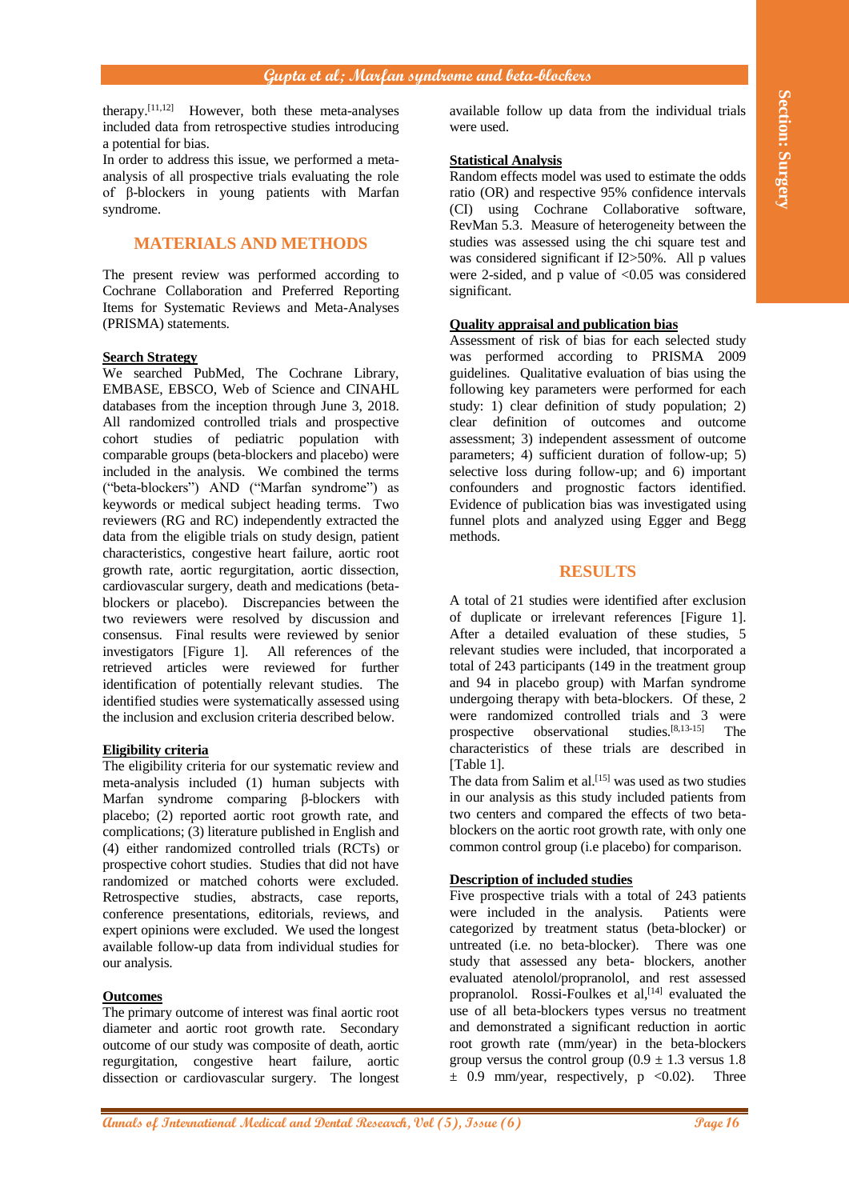therapy.[11,12] However, both these meta-analyses included data from retrospective studies introducing a potential for bias.

In order to address this issue, we performed a meta-analysis of all prospective trials evaluating the role of β-blockers in young patients with Marfan syndrome.

## MATERIALS AND METHODS

The present review was performed according to Cochrane Collaboration and Preferred Reporting Items for Systematic Reviews and Meta-Analyses (PRISMA) statements.

### Search Strategy

We searched PubMed, The Cochrane Library, EMBASE, EBSCO, Web of Science and CINAHL databases from the inception through June 3, 2018. All randomized controlled trials and prospective cohort studies of pediatric population with comparable groups (beta-blockers and placebo) were included in the analysis. We combined the terms ("beta-blockers") AND ("Marfan syndrome") as keywords or medical subject heading terms. Two reviewers (RG and RC) independently extracted the data from the eligible trials on study design, patient characteristics, congestive heart failure, aortic root growth rate, aortic regurgitation, aortic dissection, cardiovascular surgery, death and medications (beta-blockers or placebo). Discrepancies between the two reviewers were resolved by discussion and consensus. Final results were reviewed by senior investigators [Figure 1]. All references of the retrieved articles were reviewed for further identification of potentially relevant studies. The identified studies were systematically assessed using the inclusion and exclusion criteria described below.

### Eligibility criteria

The eligibility criteria for our systematic review and meta-analysis included (1) human subjects with Marfan syndrome comparing β-blockers with placebo; (2) reported aortic root growth rate, and complications; (3) literature published in English and (4) either randomized controlled trials (RCTs) or prospective cohort studies. Studies that did not have randomized or matched cohorts were excluded. Retrospective studies, abstracts, case reports, conference presentations, editorials, reviews, and expert opinions were excluded. We used the longest available follow-up data from individual studies for our analysis.

### Outcomes

The primary outcome of interest was final aortic root diameter and aortic root growth rate. Secondary outcome of our study was composite of death, aortic regurgitation, congestive heart failure, aortic dissection or cardiovascular surgery. The longest available follow up data from the individual trials were used.

### Statistical Analysis

Random effects model was used to estimate the odds ratio (OR) and respective 95% confidence intervals (CI) using Cochrane Collaborative software, RevMan 5.3. Measure of heterogeneity between the studies was assessed using the chi square test and was considered significant if $I2>50\%$. All p values were 2-sided, and p value of $<0.05$ was considered significant.

### Quality appraisal and publication bias

Assessment of risk of bias for each selected study was performed according to PRISMA 2009 guidelines. Qualitative evaluation of bias using the following key parameters were performed for each study: 1) clear definition of study population; 2) clear definition of outcomes and outcome assessment; 3) independent assessment of outcome parameters; 4) sufficient duration of follow-up; 5) selective loss during follow-up; and 6) important confounders and prognostic factors identified. Evidence of publication bias was investigated using funnel plots and analyzed using Egger and Begg methods.

## RESULTS

A total of 21 studies were identified after exclusion of duplicate or irrelevant references [Figure 1]. After a detailed evaluation of these studies, 5 relevant studies were included, that incorporated a total of 243 participants (149 in the treatment group and 94 in placebo group) with Marfan syndrome undergoing therapy with beta-blockers. Of these, 2 were randomized controlled trials and 3 were prospective observational studies.[8,13-15] The characteristics of these trials are described in [Table 1].

The data from Salim et al.[15] was used as two studies in our analysis as this study included patients from two centers and compared the effects of two beta-blockers on the aortic root growth rate, with only one common control group (i.e placebo) for comparison.

### Description of included studies

Five prospective trials with a total of 243 patients were included in the analysis. Patients were categorized by treatment status (beta-blocker) or untreated (i.e. no beta-blocker). There was one study that assessed any beta- blockers, another evaluated atenolol/propranolol, and rest assessed propranolol. Rossi-Foulkes et al,[14] evaluated the use of all beta-blockers types versus no treatment and demonstrated a significant reduction in aortic root growth rate (mm/year) in the beta-blockers group versus the control group ($0.9 \pm 1.3$ versus $1.8 \pm 0.9$ mm/year, respectively, $p <0.02$). Three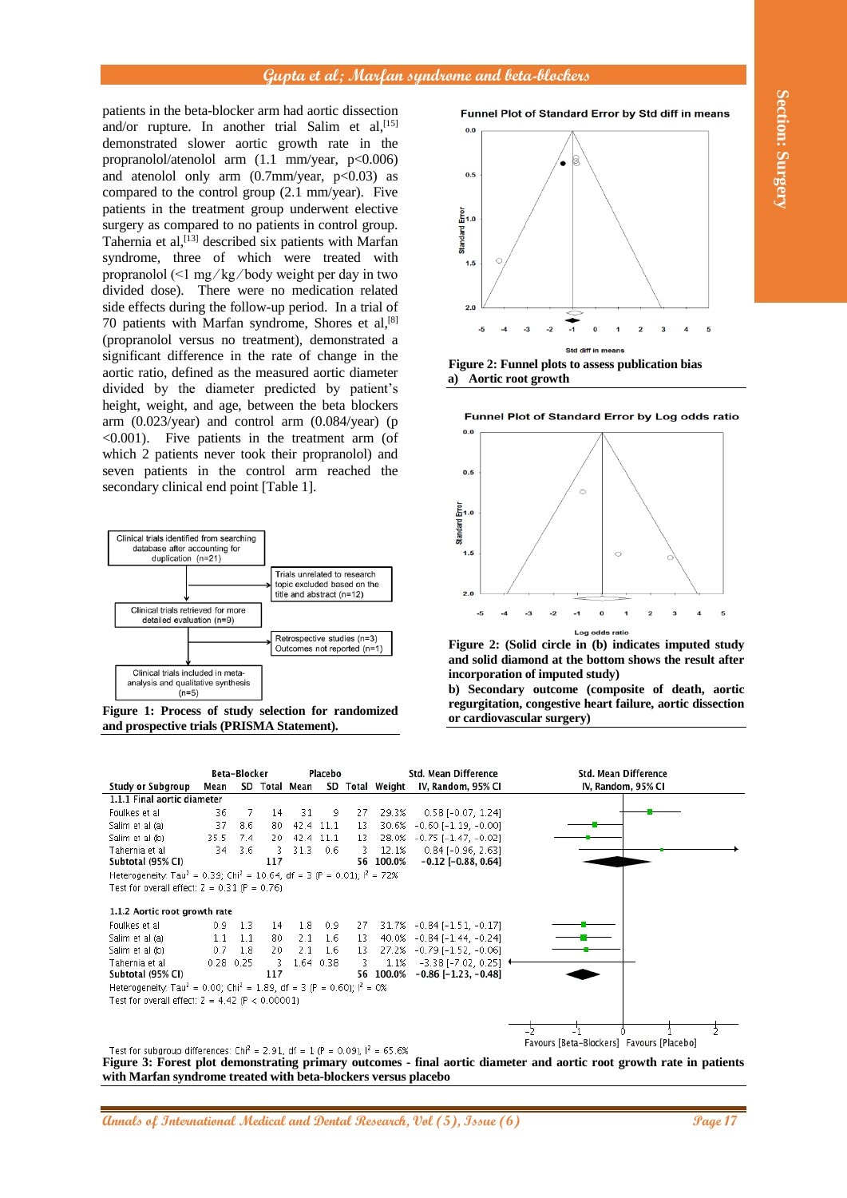patients in the beta-blocker arm had aortic dissection and/or rupture. In another trial Salim et al,[15] demonstrated slower aortic growth rate in the propranolol/atenolol arm (1.1 mm/year, p<0.006) and atenolol only arm (0.7mm/year, p<0.03) as compared to the control group (2.1 mm/year). Five patients in the treatment group underwent elective surgery as compared to no patients in control group. Tahernia et al,[13] described six patients with Marfan syndrome, three of which were treated with propranolol (<1 mg/kg/body weight per day in two divided dose). There were no medication related side effects during the follow-up period. In a trial of 70 patients with Marfan syndrome, Shores et al,[8] (propranolol versus no treatment), demonstrated a significant difference in the rate of change in the aortic ratio, defined as the measured aortic diameter divided by the diameter predicted by patient's height, weight, and age, between the beta blockers arm (0.023/year) and control arm (0.084/year) (p <0.001). Five patients in the treatment arm (of which 2 patients never took their propranolol) and seven patients in the control arm reached the secondary clinical end point [Table 1].

Clinical trials identified from searching database after accounting for duplication (n=21)

Trials unrelated to research topic excluded based on the title and abstract (n=12)

Clinical trials retrieved for more detailed evaluation (n=9)

Retrospective studies (n=3)
Outcomes not reported (n=1)

Clinical trials included in meta-analysis and qualitative synthesis (n=5)

**Figure 1: Process of study selection for randomized and prospective trials (PRISMA Statement).**

**Figure 2: Funnel plots to assess publication bias**

**a) Aortic root growth**

**Figure 2: (Solid circle in (b) indicates imputed study and solid diamond at the bottom shows the result after incorporation of imputed study)**

**b) Secondary outcome (composite of death, aortic regurgitation, congestive heart failure, aortic dissection or cardiovascular surgery)**

| Study or Subgroup | Beta-Blocker Mean | SD | Total | Placebo Mean | SD | Total | Weight | Std. Mean Difference IV, Random, 95% CI |
|---|---|---|---|---|---|---|---|---|
| **1.1.1 Final aortic diameter** | | | | | | | | |
| Foulkes et al | 36 | 7 | 14 | 31 | 9 | 27 | 29.3% | 0.58 [-0.07, 1.24] |
| Salim et al (a) | 37 | 8.6 | 80 | 42.4 | 11.1 | 13 | 30.6% | -0.60 [-1.19, -0.00] |
| Salim et al (b) | 35.5 | 7.4 | 20 | 42.4 | 11.1 | 13 | 28.0% | -0.75 [-1.47, -0.02] |
| Tahernia et al | 34 | 3.6 | 3 | 31.3 | 0.6 | 3 | 12.1% | 0.84 [-0.96, 2.63] |
| **Subtotal (95% CI)** | | | 117 | | | 56 | 100.0% | **-0.12 [-0.88, 0.64]** |
| Heterogeneity: Tau² = 0.39; Chi² = 10.64, df = 3 (P = 0.01); I² = 72% | | | | | | | | |
| Test for overall effect: Z = 0.31 (P = 0.76) | | | | | | | | |
| **1.1.2 Aortic root growth rate** | | | | | | | | |
| Foulkes et al | 0.9 | 1.3 | 14 | 1.8 | 0.9 | 27 | 31.7% | -0.84 [-1.51, -0.17] |
| Salim et al (a) | 1.1 | 1.1 | 80 | 2.1 | 1.6 | 13 | 40.0% | -0.84 [-1.44, -0.24] |
| Salim et al (b) | 0.7 | 1.8 | 20 | 2.1 | 1.6 | 13 | 27.2% | -0.79 [-1.52, -0.06] |
| Tahernia et al | 0.28 | 0.25 | 3 | 1.64 | 0.38 | 3 | 1.1% | -3.38 [-7.02, 0.25] |
| **Subtotal (95% CI)** | | | 117 | | | 56 | 100.0% | **-0.86 [-1.23, -0.48]** |
| Heterogeneity: Tau² = 0.00; Chi² = 1.89, df = 3 (P = 0.60); I² = 0% | | | | | | | | |
| Test for overall effect: Z = 4.42 (P < 0.00001) | | | | | | | | |
| Test for subgroup differences: Chi² = 2.91, df = 1 (P = 0.09), I² = 65.6% | | | | | | | | |

**Figure 3: Forest plot demonstrating primary outcomes - final aortic diameter and aortic root growth rate in patients with Marfan syndrome treated with beta-blockers versus placebo**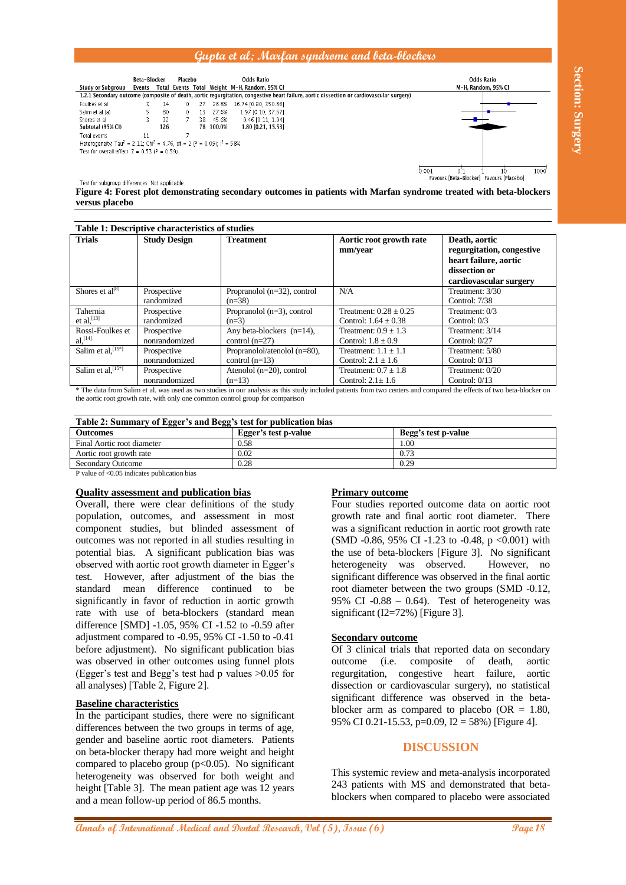| Study or Subgroup | Beta-Blocker Events | Beta-Blocker Total | Placebo Events | Placebo Total | Weight | Odds Ratio M-H, Random, 95% CI |
|---|---|---|---|---|---|---|
| 1.2.1 Secondary outcome (composite of death, aortic regurgitation, congestive heart failure, aortic dissection or cardiovascular surgery) | | | | | | |
| Foulkes et al | 3 | 14 | 0 | 27 | 26.8% | 16.74 [0.80, 350.66] |
| Salim et al (a) | 5 | 80 | 0 | 13 | 27.6% | 1.97 [0.10, 37.67] |
| Shores et al | 3 | 32 | 7 | 38 | 45.6% | 0.46 [0.11, 1.94] |
| Subtotal (95% CI) | | 126 | | 78 | 100.0% | 1.80 [0.21, 15.53] |
| Total events | 11 | | 7 | | | |

Heterogeneity: $Tau^2 = 2.11$; $Chi^2 = 4.76$, df = 2 (P = 0.09); $I^2 = 58\%$
Test for overall effect: Z = 0.53 (P = 0.59)

Test for subgroup differences: Not applicable

**Figure 4: Forest plot demonstrating secondary outcomes in patients with Marfan syndrome treated with beta-blockers versus placebo**

**Table 1: Descriptive characteristics of studies**

| Trials | Study Design | Treatment | Aortic root growth rate mm/year | Death, aortic regurgitation, congestive heart failure, aortic dissection or cardiovascular surgery |
|---|---|---|---|---|
| Shores et al[8] | Prospective randomized | Propranolol (n=32), control (n=38) | N/A | Treatment: 3/30 Control: 7/38 |
| Tahernia et al,[13] | Prospective randomized | Propranolol (n=3), control (n=3) | Treatment: 0.28 ± 0.25 Control: 1.64 ± 0.38 | Treatment: 0/3 Control: 0/3 |
| Rossi-Foulkes et al,[14] | Prospective nonrandomized | Any beta-blockers (n=14), control (n=27) | Treatment: 0.9 ± 1.3 Control: 1.8 ± 0.9 | Treatment: 3/14 Control: 0/27 |
| Salim et al,[15*] | Prospective nonrandomized | Propranolol/atenolol (n=80), control (n=13) | Treatment: 1.1 ± 1.1 Control: 2.1 ± 1.6 | Treatment: 5/80 Control: 0/13 |
| Salim et al,[15*] | Prospective nonrandomized | Atenolol (n=20), control (n=13) | Treatment: 0.7 ± 1.8 Control: 2.1± 1.6 | Treatment: 0/20 Control: 0/13 |

* The data from Salim et al. was used as two studies in our analysis as this study included patients from two centers and compared the effects of two beta-blocker on the aortic root growth rate, with only one common control group for comparison

**Table 2: Summary of Egger's and Begg's test for publication bias**

| Outcomes | Egger's test p-value | Begg's test p-value |
|---|---|---|
| Final Aortic root diameter | 0.58 | 1.00 |
| Aortic root growth rate | 0.02 | 0.73 |
| Secondary Outcome | 0.28 | 0.29 |

P value of <0.05 indicates publication bias

## Quality assessment and publication bias

Overall, there were clear definitions of the study population, outcomes, and assessment in most component studies, but blinded assessment of outcomes was not reported in all studies resulting in potential bias. A significant publication bias was observed with aortic root growth diameter in Egger's test. However, after adjustment of the bias the standard mean difference continued to be significantly in favor of reduction in aortic growth rate with use of beta-blockers (standard mean difference [SMD] -1.05, 95% CI -1.52 to -0.59 after adjustment compared to -0.95, 95% CI -1.50 to -0.41 before adjustment). No significant publication bias was observed in other outcomes using funnel plots (Egger's test and Begg's test had p values >0.05 for all analyses) [Table 2, Figure 2].

## Baseline characteristics

In the participant studies, there were no significant differences between the two groups in terms of age, gender and baseline aortic root diameters. Patients on beta-blocker therapy had more weight and height compared to placebo group (p<0.05). No significant heterogeneity was observed for both weight and height [Table 3]. The mean patient age was 12 years and a mean follow-up period of 86.5 months.

## Primary outcome

Four studies reported outcome data on aortic root growth rate and final aortic root diameter. There was a significant reduction in aortic root growth rate (SMD -0.86, 95% CI -1.23 to -0.48, p <0.001) with the use of beta-blockers [Figure 3]. No significant heterogeneity was observed. However, no significant difference was observed in the final aortic root diameter between the two groups (SMD -0.12, 95% CI -0.88 – 0.64). Test of heterogeneity was significant (I2=72%) [Figure 3].

## Secondary outcome

Of 3 clinical trials that reported data on secondary outcome (i.e. composite of death, aortic regurgitation, congestive heart failure, aortic dissection or cardiovascular surgery), no statistical significant difference was observed in the beta-blocker arm as compared to placebo (OR = 1.80, 95% CI 0.21-15.53, p=0.09, I2 = 58%) [Figure 4].

# DISCUSSION

This systemic review and meta-analysis incorporated 243 patients with MS and demonstrated that beta-blockers when compared to placebo were associated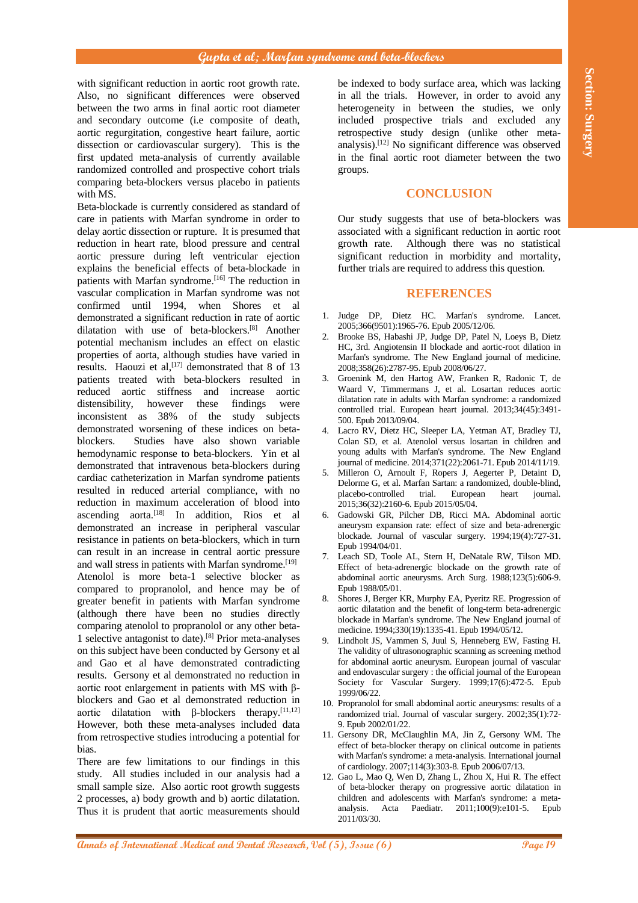with significant reduction in aortic root growth rate. Also, no significant differences were observed between the two arms in final aortic root diameter and secondary outcome (i.e composite of death, aortic regurgitation, congestive heart failure, aortic dissection or cardiovascular surgery). This is the first updated meta-analysis of currently available randomized controlled and prospective cohort trials comparing beta-blockers versus placebo in patients with MS.

Beta-blockade is currently considered as standard of care in patients with Marfan syndrome in order to delay aortic dissection or rupture. It is presumed that reduction in heart rate, blood pressure and central aortic pressure during left ventricular ejection explains the beneficial effects of beta-blockade in patients with Marfan syndrome.[16] The reduction in vascular complication in Marfan syndrome was not confirmed until 1994, when Shores et al demonstrated a significant reduction in rate of aortic dilatation with use of beta-blockers.[8] Another potential mechanism includes an effect on elastic properties of aorta, although studies have varied in results. Haouzi et al,[17] demonstrated that 8 of 13 patients treated with beta-blockers resulted in reduced aortic stiffness and increase aortic distensibility, however these findings were inconsistent as 38% of the study subjects demonstrated worsening of these indices on beta-blockers. Studies have also shown variable hemodynamic response to beta-blockers. Yin et al demonstrated that intravenous beta-blockers during cardiac catheterization in Marfan syndrome patients resulted in reduced arterial compliance, with no reduction in maximum acceleration of blood into ascending aorta.[18] In addition, Rios et al demonstrated an increase in peripheral vascular resistance in patients on beta-blockers, which in turn can result in an increase in central aortic pressure and wall stress in patients with Marfan syndrome.[19]

Atenolol is more beta-1 selective blocker as compared to propranolol, and hence may be of greater benefit in patients with Marfan syndrome (although there have been no studies directly comparing atenolol to propranolol or any other beta-1 selective antagonist to date).[8] Prior meta-analyses on this subject have been conducted by Gersony et al and Gao et al have demonstrated contradicting results. Gersony et al demonstrated no reduction in aortic root enlargement in patients with MS with β-blockers and Gao et al demonstrated reduction in aortic dilatation with β-blockers therapy.[11,12] However, both these meta-analyses included data from retrospective studies introducing a potential for bias.

There are few limitations to our findings in this study. All studies included in our analysis had a small sample size. Also aortic root growth suggests 2 processes, a) body growth and b) aortic dilatation. Thus it is prudent that aortic measurements should be indexed to body surface area, which was lacking in all the trials. However, in order to avoid any heterogeneity in between the studies, we only included prospective trials and excluded any retrospective study design (unlike other meta-analysis).[12] No significant difference was observed in the final aortic root diameter between the two groups.

## CONCLUSION

Our study suggests that use of beta-blockers was associated with a significant reduction in aortic root growth rate. Although there was no statistical significant reduction in morbidity and mortality, further trials are required to address this question.

## REFERENCES

1. Judge DP, Dietz HC. Marfan's syndrome. Lancet. 2005;366(9501):1965-76. Epub 2005/12/06.
2. Brooke BS, Habashi JP, Judge DP, Patel N, Loeys B, Dietz HC, 3rd. Angiotensin II blockade and aortic-root dilation in Marfan's syndrome. The New England journal of medicine. 2008;358(26):2787-95. Epub 2008/06/27.
3. Groenink M, den Hartog AW, Franken R, Radonic T, de Waard V, Timmermans J, et al. Losartan reduces aortic dilatation rate in adults with Marfan syndrome: a randomized controlled trial. European heart journal. 2013;34(45):3491-500. Epub 2013/09/04.
4. Lacro RV, Dietz HC, Sleeper LA, Yetman AT, Bradley TJ, Colan SD, et al. Atenolol versus losartan in children and young adults with Marfan's syndrome. The New England journal of medicine. 2014;371(22):2061-71. Epub 2014/11/19.
5. Milleron O, Arnoult F, Ropers J, Aegerter P, Detaint D, Delorme G, et al. Marfan Sartan: a randomized, double-blind, placebo-controlled trial. European heart journal. 2015;36(32):2160-6. Epub 2015/05/04.
6. Gadowski GR, Pilcher DB, Ricci MA. Abdominal aortic aneurysm expansion rate: effect of size and beta-adrenergic blockade. Journal of vascular surgery. 1994;19(4):727-31. Epub 1994/04/01.
7. Leach SD, Toole AL, Stern H, DeNatale RW, Tilson MD. Effect of beta-adrenergic blockade on the growth rate of abdominal aortic aneurysms. Arch Surg. 1988;123(5):606-9. Epub 1988/05/01.
8. Shores J, Berger KR, Murphy EA, Pyeritz RE. Progression of aortic dilatation and the benefit of long-term beta-adrenergic blockade in Marfan's syndrome. The New England journal of medicine. 1994;330(19):1335-41. Epub 1994/05/12.
9. Lindholt JS, Vammen S, Juul S, Henneberg EW, Fasting H. The validity of ultrasonographic scanning as screening method for abdominal aortic aneurysm. European journal of vascular and endovascular surgery : the official journal of the European Society for Vascular Surgery. 1999;17(6):472-5. Epub 1999/06/22.
10. Propranolol for small abdominal aortic aneurysms: results of a randomized trial. Journal of vascular surgery. 2002;35(1):72-9. Epub 2002/01/22.
11. Gersony DR, McClaughlin MA, Jin Z, Gersony WM. The effect of beta-blocker therapy on clinical outcome in patients with Marfan's syndrome: a meta-analysis. International journal of cardiology. 2007;114(3):303-8. Epub 2006/07/13.
12. Gao L, Mao Q, Wen D, Zhang L, Zhou X, Hui R. The effect of beta-blocker therapy on progressive aortic dilatation in children and adolescents with Marfan's syndrome: a meta-analysis. Acta Paediatr. 2011;100(9):e101-5. Epub 2011/03/30.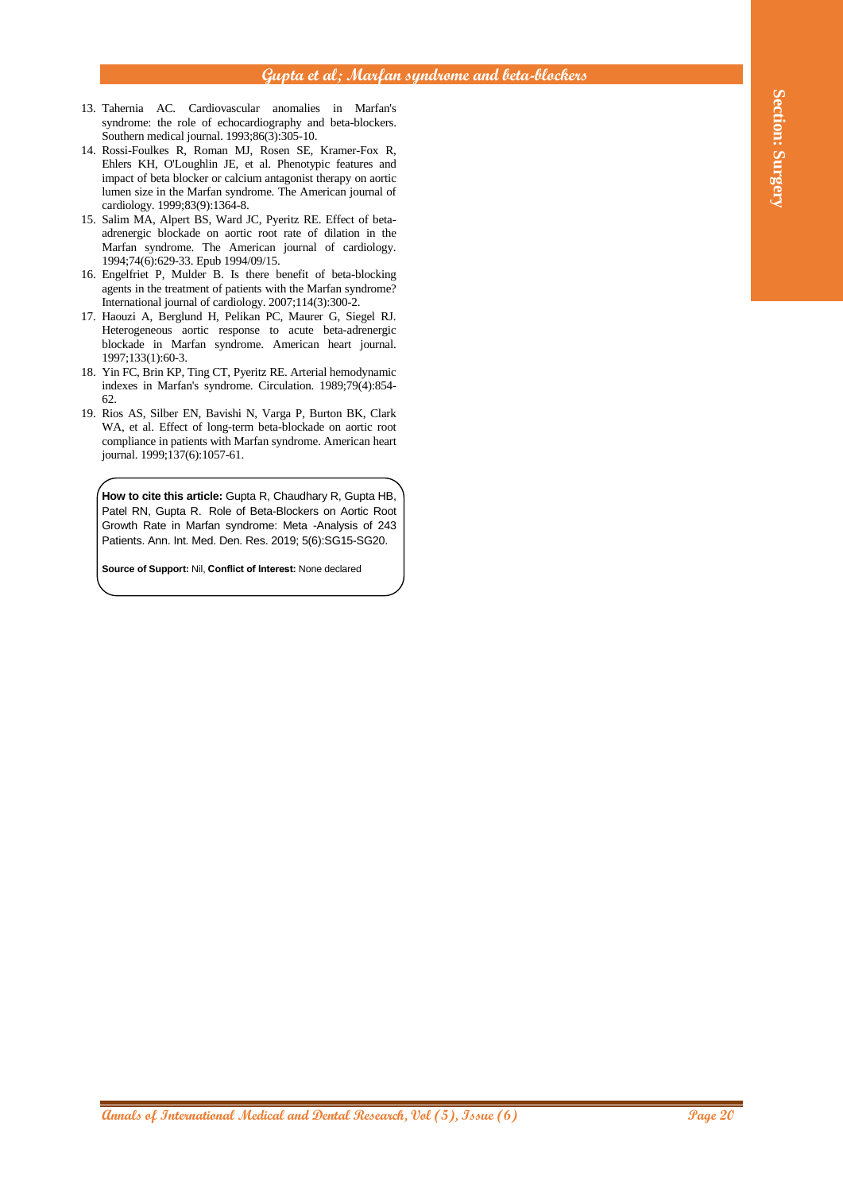13. Tahernia AC. Cardiovascular anomalies in Marfan's syndrome: the role of echocardiography and beta-blockers. Southern medical journal. 1993;86(3):305-10.
14. Rossi-Foulkes R, Roman MJ, Rosen SE, Kramer-Fox R, Ehlers KH, O'Loughlin JE, et al. Phenotypic features and impact of beta blocker or calcium antagonist therapy on aortic lumen size in the Marfan syndrome. The American journal of cardiology. 1999;83(9):1364-8.
15. Salim MA, Alpert BS, Ward JC, Pyeritz RE. Effect of beta-adrenergic blockade on aortic root rate of dilation in the Marfan syndrome. The American journal of cardiology. 1994;74(6):629-33. Epub 1994/09/15.
16. Engelfriet P, Mulder B. Is there benefit of beta-blocking agents in the treatment of patients with the Marfan syndrome? International journal of cardiology. 2007;114(3):300-2.
17. Haouzi A, Berglund H, Pelikan PC, Maurer G, Siegel RJ. Heterogeneous aortic response to acute beta-adrenergic blockade in Marfan syndrome. American heart journal. 1997;133(1):60-3.
18. Yin FC, Brin KP, Ting CT, Pyeritz RE. Arterial hemodynamic indexes in Marfan's syndrome. Circulation. 1989;79(4):854-62.
19. Rios AS, Silber EN, Bavishi N, Varga P, Burton BK, Clark WA, et al. Effect of long-term beta-blockade on aortic root compliance in patients with Marfan syndrome. American heart journal. 1999;137(6):1057-61.

**How to cite this article:** Gupta R, Chaudhary R, Gupta HB, Patel RN, Gupta R. Role of Beta-Blockers on Aortic Root Growth Rate in Marfan syndrome: Meta -Analysis of 243 Patients. Ann. Int. Med. Den. Res. 2019; 5(6):SG15-SG20.

**Source of Support:** Nil, **Conflict of Interest:** None declared